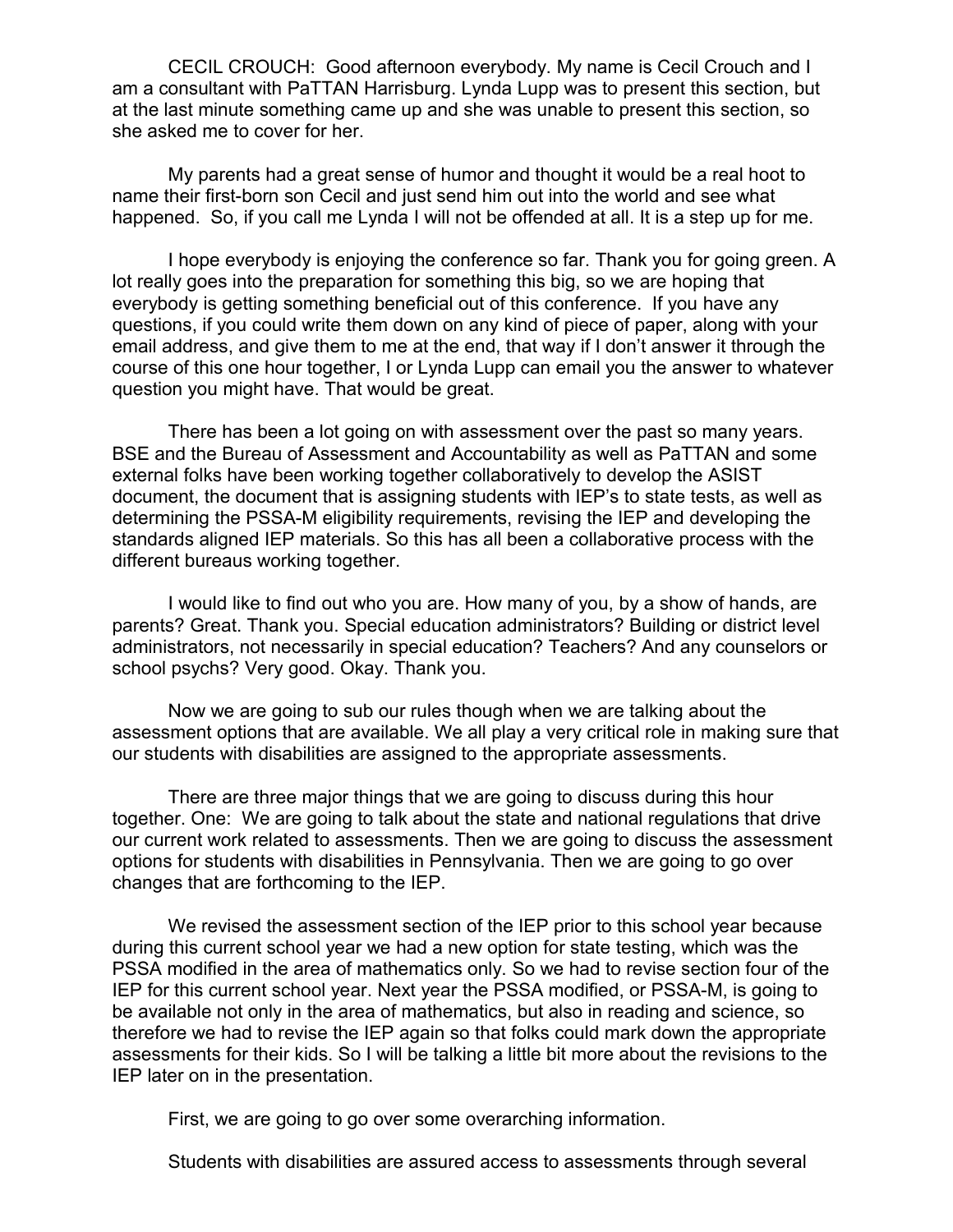CECIL CROUCH: Good afternoon everybody. My name is Cecil Crouch and I am a consultant with PaTTAN Harrisburg. Lynda Lupp was to present this section, but at the last minute something came up and she was unable to present this section, so she asked me to cover for her.

My parents had a great sense of humor and thought it would be a real hoot to name their first-born son Cecil and just send him out into the world and see what happened. So, if you call me Lynda I will not be offended at all. It is a step up for me.

I hope everybody is enjoying the conference so far. Thank you for going green. A lot really goes into the preparation for something this big, so we are hoping that everybody is getting something beneficial out of this conference. If you have any questions, if you could write them down on any kind of piece of paper, along with your email address, and give them to me at the end, that way if I don't answer it through the course of this one hour together, I or Lynda Lupp can email you the answer to whatever question you might have. That would be great.

There has been a lot going on with assessment over the past so many years. BSE and the Bureau of Assessment and Accountability as well as PaTTAN and some external folks have been working together collaboratively to develop the ASIST document, the document that is assigning students with IEP's to state tests, as well as determining the PSSA-M eligibility requirements, revising the IEP and developing the standards aligned IEP materials. So this has all been a collaborative process with the different bureaus working together.

I would like to find out who you are. How many of you, by a show of hands, are parents? Great. Thank you. Special education administrators? Building or district level administrators, not necessarily in special education? Teachers? And any counselors or school psychs? Very good. Okay. Thank you.

Now we are going to sub our rules though when we are talking about the assessment options that are available. We all play a very critical role in making sure that our students with disabilities are assigned to the appropriate assessments.

There are three major things that we are going to discuss during this hour together. One: We are going to talk about the state and national regulations that drive our current work related to assessments. Then we are going to discuss the assessment options for students with disabilities in Pennsylvania. Then we are going to go over changes that are forthcoming to the IEP.

We revised the assessment section of the IEP prior to this school year because during this current school year we had a new option for state testing, which was the PSSA modified in the area of mathematics only. So we had to revise section four of the IEP for this current school year. Next year the PSSA modified, or PSSA-M, is going to be available not only in the area of mathematics, but also in reading and science, so therefore we had to revise the IEP again so that folks could mark down the appropriate assessments for their kids. So I will be talking a little bit more about the revisions to the IEP later on in the presentation.

First, we are going to go over some overarching information.

Students with disabilities are assured access to assessments through several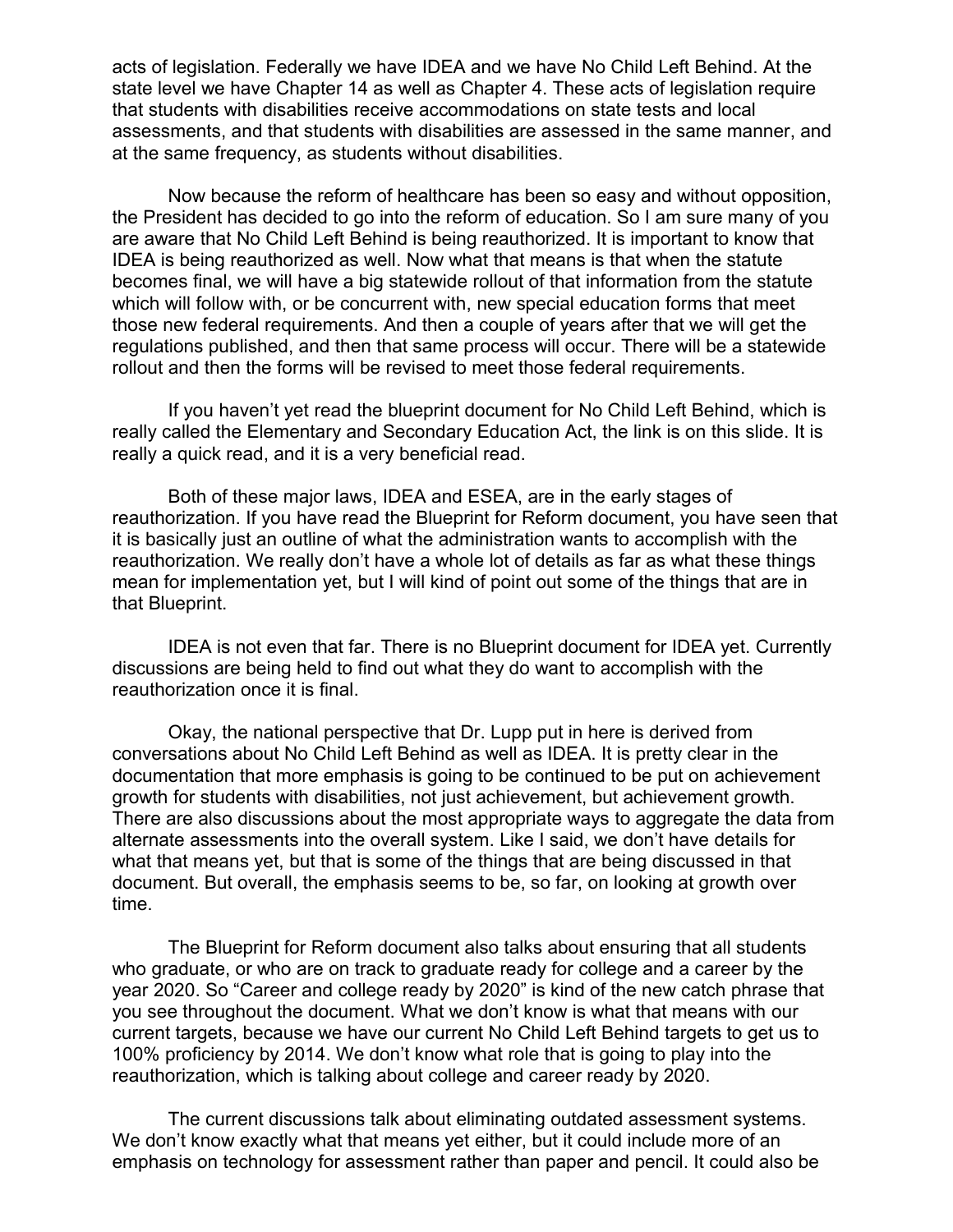acts of legislation. Federally we have IDEA and we have No Child Left Behind. At the state level we have Chapter 14 as well as Chapter 4. These acts of legislation require that students with disabilities receive accommodations on state tests and local assessments, and that students with disabilities are assessed in the same manner, and at the same frequency, as students without disabilities.

Now because the reform of healthcare has been so easy and without opposition, the President has decided to go into the reform of education. So I am sure many of you are aware that No Child Left Behind is being reauthorized. It is important to know that IDEA is being reauthorized as well. Now what that means is that when the statute becomes final, we will have a big statewide rollout of that information from the statute which will follow with, or be concurrent with, new special education forms that meet those new federal requirements. And then a couple of years after that we will get the regulations published, and then that same process will occur. There will be a statewide rollout and then the forms will be revised to meet those federal requirements.

If you haven't yet read the blueprint document for No Child Left Behind, which is really called the Elementary and Secondary Education Act, the link is on this slide. It is really a quick read, and it is a very beneficial read.

Both of these major laws, IDEA and ESEA, are in the early stages of reauthorization. If you have read the Blueprint for Reform document, you have seen that it is basically just an outline of what the administration wants to accomplish with the reauthorization. We really don't have a whole lot of details as far as what these things mean for implementation yet, but I will kind of point out some of the things that are in that Blueprint.

IDEA is not even that far. There is no Blueprint document for IDEA yet. Currently discussions are being held to find out what they do want to accomplish with the reauthorization once it is final.

Okay, the national perspective that Dr. Lupp put in here is derived from conversations about No Child Left Behind as well as IDEA. It is pretty clear in the documentation that more emphasis is going to be continued to be put on achievement growth for students with disabilities, not just achievement, but achievement growth. There are also discussions about the most appropriate ways to aggregate the data from alternate assessments into the overall system. Like I said, we don't have details for what that means yet, but that is some of the things that are being discussed in that document. But overall, the emphasis seems to be, so far, on looking at growth over time.

The Blueprint for Reform document also talks about ensuring that all students who graduate, or who are on track to graduate ready for college and a career by the year 2020. So "Career and college ready by 2020" is kind of the new catch phrase that you see throughout the document. What we don't know is what that means with our current targets, because we have our current No Child Left Behind targets to get us to 100% proficiency by 2014. We don't know what role that is going to play into the reauthorization, which is talking about college and career ready by 2020.

The current discussions talk about eliminating outdated assessment systems. We don't know exactly what that means yet either, but it could include more of an emphasis on technology for assessment rather than paper and pencil. It could also be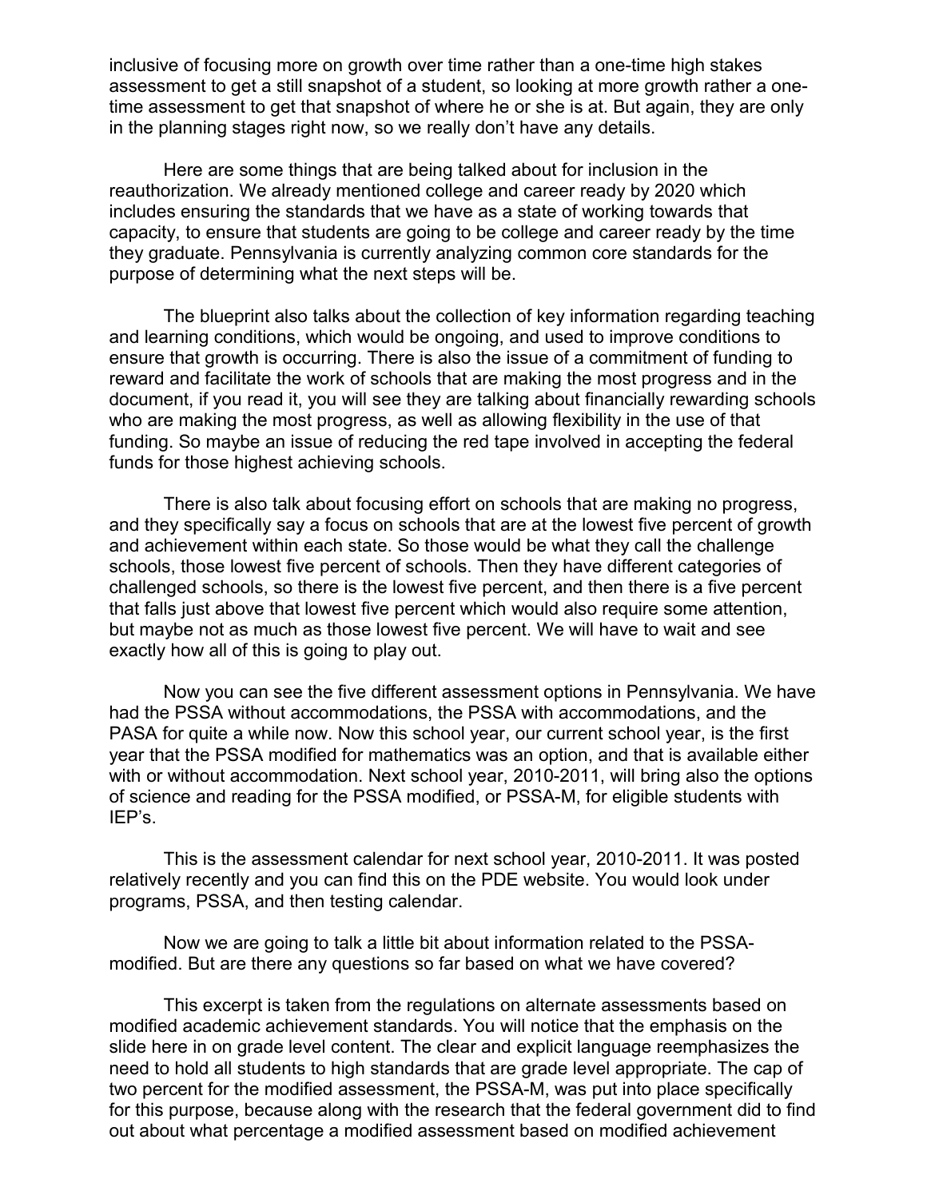inclusive of focusing more on growth over time rather than a one-time high stakes assessment to get a still snapshot of a student, so looking at more growth rather a one-time assessment to get that snapshot of where he or she is at. But again, they are only in the planning stages right now, so we really don't have any details.

Here are some things that are being talked about for inclusion in the reauthorization. We already mentioned college and career ready by 2020 which includes ensuring the standards that we have as a state of working towards that capacity, to ensure that students are going to be college and career ready by the time they graduate. Pennsylvania is currently analyzing common core standards for the purpose of determining what the next steps will be.

The blueprint also talks about the collection of key information regarding teaching and learning conditions, which would be ongoing, and used to improve conditions to ensure that growth is occurring. There is also the issue of a commitment of funding to reward and facilitate the work of schools that are making the most progress and in the document, if you read it, you will see they are talking about financially rewarding schools who are making the most progress, as well as allowing flexibility in the use of that funding. So maybe an issue of reducing the red tape involved in accepting the federal funds for those highest achieving schools.

There is also talk about focusing effort on schools that are making no progress, and they specifically say a focus on schools that are at the lowest five percent of growth and achievement within each state. So those would be what they call the challenge schools, those lowest five percent of schools. Then they have different categories of challenged schools, so there is the lowest five percent, and then there is a five percent that falls just above that lowest five percent which would also require some attention, but maybe not as much as those lowest five percent. We will have to wait and see exactly how all of this is going to play out.

Now you can see the five different assessment options in Pennsylvania. We have had the PSSA without accommodations, the PSSA with accommodations, and the PASA for quite a while now. Now this school year, our current school year, is the first year that the PSSA modified for mathematics was an option, and that is available either with or without accommodation. Next school year, 2010-2011, will bring also the options of science and reading for the PSSA modified, or PSSA-M, for eligible students with IEP's.

This is the assessment calendar for next school year, 2010-2011. It was posted relatively recently and you can find this on the PDE website. You would look under programs, PSSA, and then testing calendar.

Now we are going to talk a little bit about information related to the PSSA-modified. But are there any questions so far based on what we have covered?

This excerpt is taken from the regulations on alternate assessments based on modified academic achievement standards. You will notice that the emphasis on the slide here in on grade level content. The clear and explicit language reemphasizes the need to hold all students to high standards that are grade level appropriate. The cap of two percent for the modified assessment, the PSSA-M, was put into place specifically for this purpose, because along with the research that the federal government did to find out about what percentage a modified assessment based on modified achievement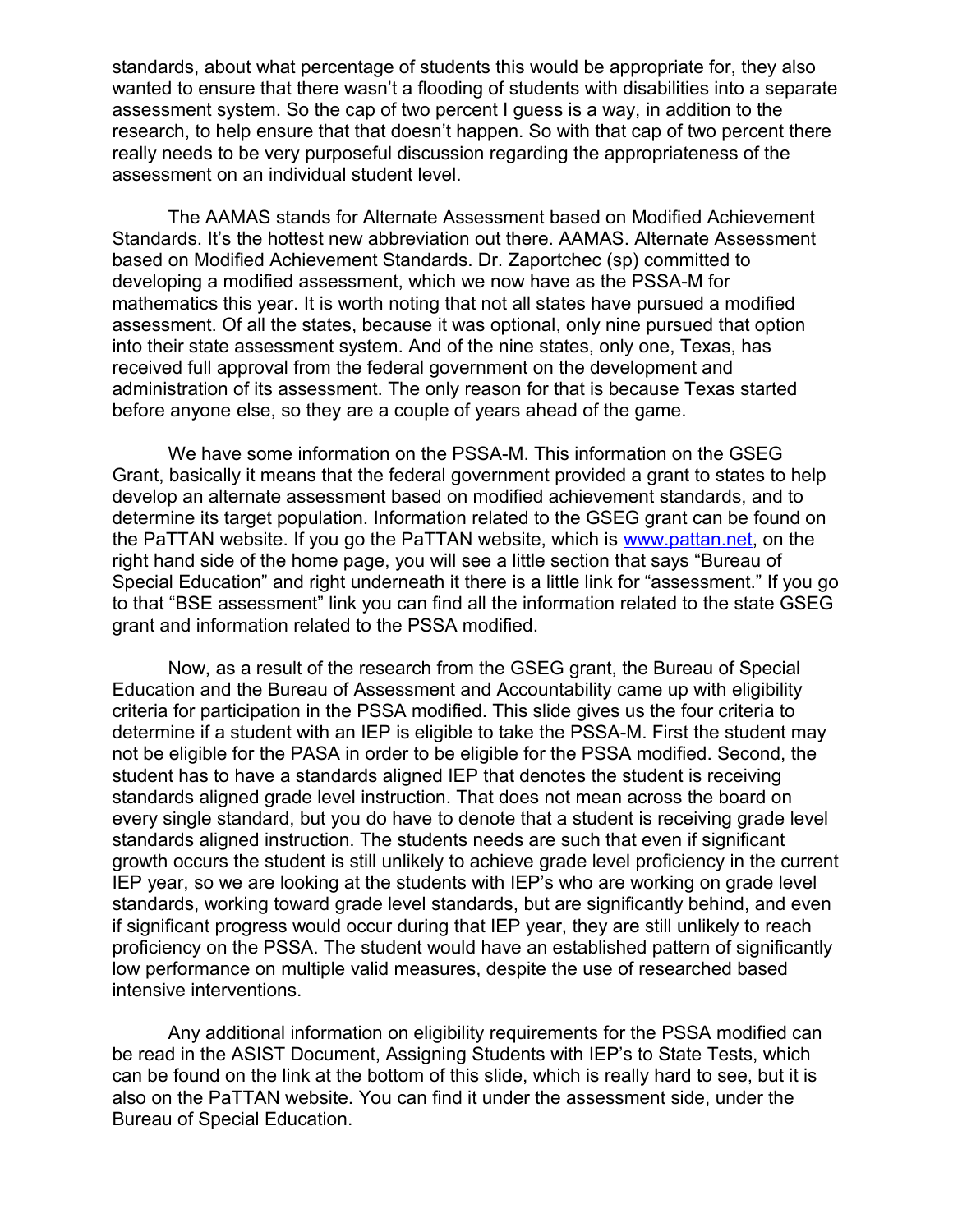standards, about what percentage of students this would be appropriate for, they also wanted to ensure that there wasn't a flooding of students with disabilities into a separate assessment system. So the cap of two percent I guess is a way, in addition to the research, to help ensure that that doesn't happen. So with that cap of two percent there really needs to be very purposeful discussion regarding the appropriateness of the assessment on an individual student level.

The AAMAS stands for Alternate Assessment based on Modified Achievement Standards. It's the hottest new abbreviation out there. AAMAS. Alternate Assessment based on Modified Achievement Standards. Dr. Zaportchec (sp) committed to developing a modified assessment, which we now have as the PSSA-M for mathematics this year. It is worth noting that not all states have pursued a modified assessment. Of all the states, because it was optional, only nine pursued that option into their state assessment system. And of the nine states, only one, Texas, has received full approval from the federal government on the development and administration of its assessment. The only reason for that is because Texas started before anyone else, so they are a couple of years ahead of the game.

We have some information on the PSSA-M. This information on the GSEG Grant, basically it means that the federal government provided a grant to states to help develop an alternate assessment based on modified achievement standards, and to determine its target population. Information related to the GSEG grant can be found on the PaTTAN website. If you go the PaTTAN website, which is [www.pattan.net](http://www.pattan.net), on the right hand side of the home page, you will see a little section that says "Bureau of Special Education" and right underneath it there is a little link for "assessment." If you go to that "BSE assessment" link you can find all the information related to the state GSEG grant and information related to the PSSA modified.

Now, as a result of the research from the GSEG grant, the Bureau of Special Education and the Bureau of Assessment and Accountability came up with eligibility criteria for participation in the PSSA modified. This slide gives us the four criteria to determine if a student with an IEP is eligible to take the PSSA-M. First the student may not be eligible for the PASA in order to be eligible for the PSSA modified. Second, the student has to have a standards aligned IEP that denotes the student is receiving standards aligned grade level instruction. That does not mean across the board on every single standard, but you do have to denote that a student is receiving grade level standards aligned instruction. The students needs are such that even if significant growth occurs the student is still unlikely to achieve grade level proficiency in the current IEP year, so we are looking at the students with IEP's who are working on grade level standards, working toward grade level standards, but are significantly behind, and even if significant progress would occur during that IEP year, they are still unlikely to reach proficiency on the PSSA. The student would have an established pattern of significantly low performance on multiple valid measures, despite the use of researched based intensive interventions.

Any additional information on eligibility requirements for the PSSA modified can be read in the ASIST Document, Assigning Students with IEP's to State Tests, which can be found on the link at the bottom of this slide, which is really hard to see, but it is also on the PaTTAN website. You can find it under the assessment side, under the Bureau of Special Education.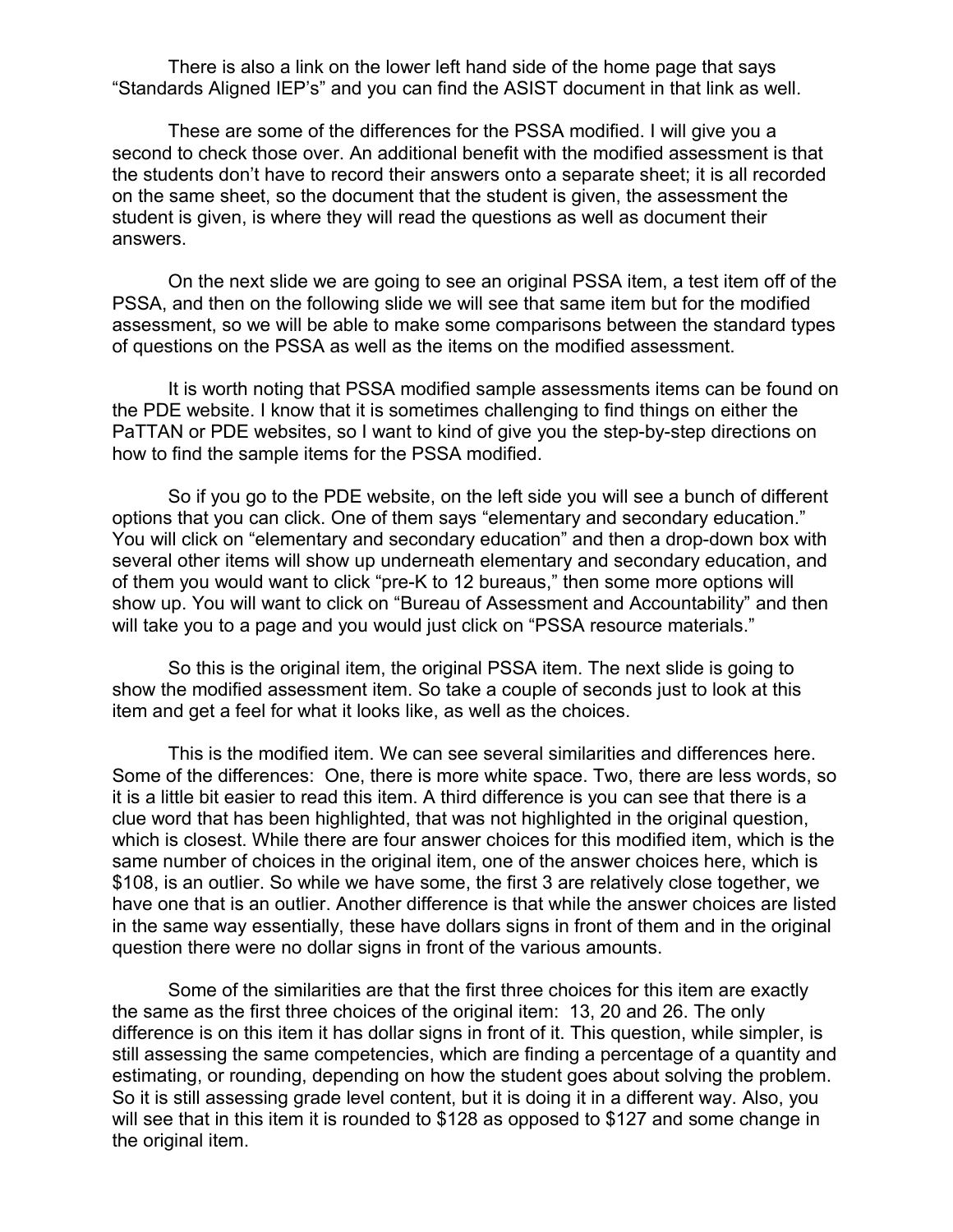There is also a link on the lower left hand side of the home page that says "Standards Aligned IEP's" and you can find the ASIST document in that link as well.

These are some of the differences for the PSSA modified. I will give you a second to check those over. An additional benefit with the modified assessment is that the students don't have to record their answers onto a separate sheet; it is all recorded on the same sheet, so the document that the student is given, the assessment the student is given, is where they will read the questions as well as document their answers.

On the next slide we are going to see an original PSSA item, a test item off of the PSSA, and then on the following slide we will see that same item but for the modified assessment, so we will be able to make some comparisons between the standard types of questions on the PSSA as well as the items on the modified assessment.

It is worth noting that PSSA modified sample assessments items can be found on the PDE website. I know that it is sometimes challenging to find things on either the PaTTAN or PDE websites, so I want to kind of give you the step-by-step directions on how to find the sample items for the PSSA modified.

So if you go to the PDE website, on the left side you will see a bunch of different options that you can click. One of them says "elementary and secondary education." You will click on "elementary and secondary education" and then a drop-down box with several other items will show up underneath elementary and secondary education, and of them you would want to click "pre-K to 12 bureaus," then some more options will show up. You will want to click on "Bureau of Assessment and Accountability" and then will take you to a page and you would just click on "PSSA resource materials."

So this is the original item, the original PSSA item. The next slide is going to show the modified assessment item. So take a couple of seconds just to look at this item and get a feel for what it looks like, as well as the choices.

This is the modified item. We can see several similarities and differences here. Some of the differences: One, there is more white space. Two, there are less words, so it is a little bit easier to read this item. A third difference is you can see that there is a clue word that has been highlighted, that was not highlighted in the original question, which is closest. While there are four answer choices for this modified item, which is the same number of choices in the original item, one of the answer choices here, which is $108, is an outlier. So while we have some, the first 3 are relatively close together, we have one that is an outlier. Another difference is that while the answer choices are listed in the same way essentially, these have dollars signs in front of them and in the original question there were no dollar signs in front of the various amounts.

Some of the similarities are that the first three choices for this item are exactly the same as the first three choices of the original item: 13, 20 and 26. The only difference is on this item it has dollar signs in front of it. This question, while simpler, is still assessing the same competencies, which are finding a percentage of a quantity and estimating, or rounding, depending on how the student goes about solving the problem. So it is still assessing grade level content, but it is doing it in a different way. Also, you will see that in this item it is rounded to $128 as opposed to $127 and some change in the original item.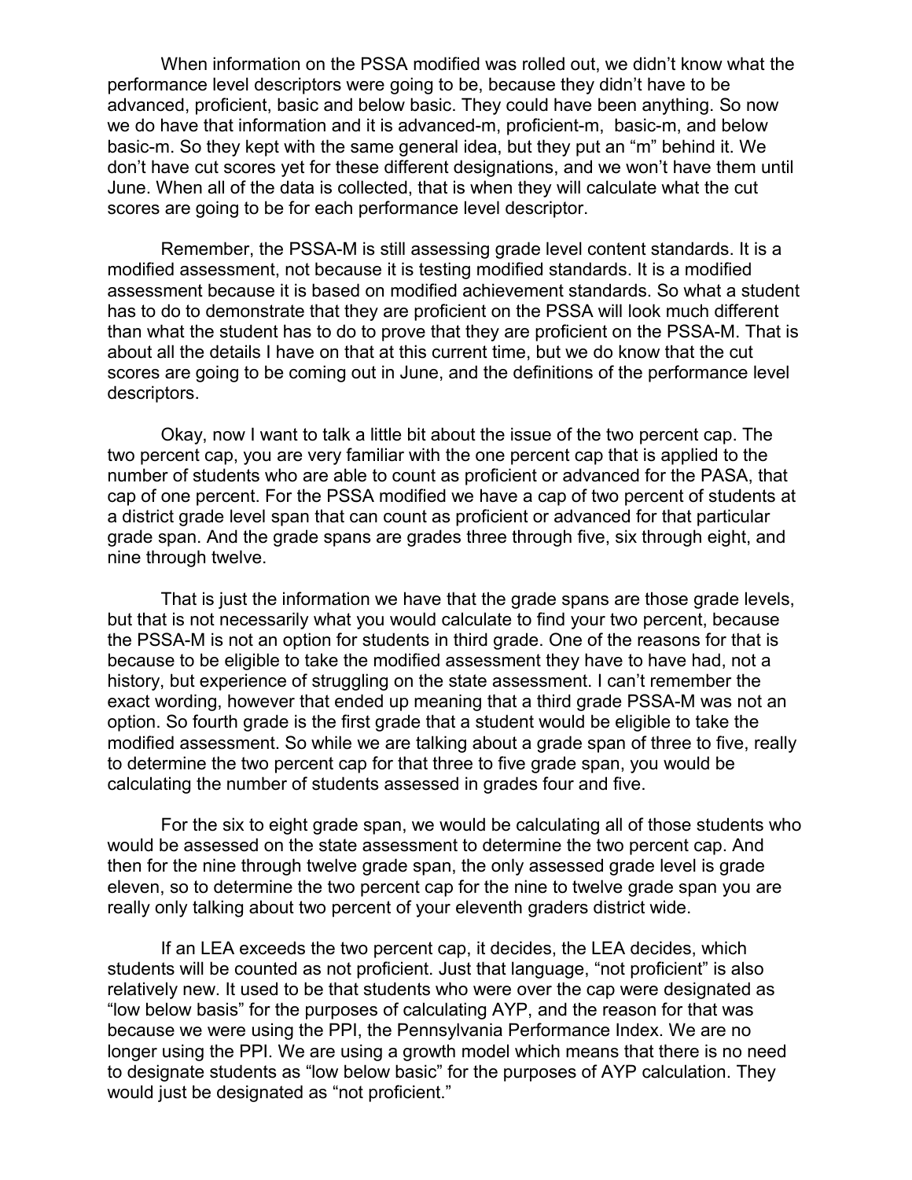When information on the PSSA modified was rolled out, we didn't know what the performance level descriptors were going to be, because they didn't have to be advanced, proficient, basic and below basic. They could have been anything. So now we do have that information and it is advanced-m, proficient-m, basic-m, and below basic-m. So they kept with the same general idea, but they put an "m" behind it. We don't have cut scores yet for these different designations, and we won't have them until June. When all of the data is collected, that is when they will calculate what the cut scores are going to be for each performance level descriptor.

Remember, the PSSA-M is still assessing grade level content standards. It is a modified assessment, not because it is testing modified standards. It is a modified assessment because it is based on modified achievement standards. So what a student has to do to demonstrate that they are proficient on the PSSA will look much different than what the student has to do to prove that they are proficient on the PSSA-M. That is about all the details I have on that at this current time, but we do know that the cut scores are going to be coming out in June, and the definitions of the performance level descriptors.

Okay, now I want to talk a little bit about the issue of the two percent cap. The two percent cap, you are very familiar with the one percent cap that is applied to the number of students who are able to count as proficient or advanced for the PASA, that cap of one percent. For the PSSA modified we have a cap of two percent of students at a district grade level span that can count as proficient or advanced for that particular grade span. And the grade spans are grades three through five, six through eight, and nine through twelve.

That is just the information we have that the grade spans are those grade levels, but that is not necessarily what you would calculate to find your two percent, because the PSSA-M is not an option for students in third grade. One of the reasons for that is because to be eligible to take the modified assessment they have to have had, not a history, but experience of struggling on the state assessment. I can't remember the exact wording, however that ended up meaning that a third grade PSSA-M was not an option. So fourth grade is the first grade that a student would be eligible to take the modified assessment. So while we are talking about a grade span of three to five, really to determine the two percent cap for that three to five grade span, you would be calculating the number of students assessed in grades four and five.

For the six to eight grade span, we would be calculating all of those students who would be assessed on the state assessment to determine the two percent cap. And then for the nine through twelve grade span, the only assessed grade level is grade eleven, so to determine the two percent cap for the nine to twelve grade span you are really only talking about two percent of your eleventh graders district wide.

If an LEA exceeds the two percent cap, it decides, the LEA decides, which students will be counted as not proficient. Just that language, "not proficient" is also relatively new. It used to be that students who were over the cap were designated as "low below basis" for the purposes of calculating AYP, and the reason for that was because we were using the PPI, the Pennsylvania Performance Index. We are no longer using the PPI. We are using a growth model which means that there is no need to designate students as "low below basic" for the purposes of AYP calculation. They would just be designated as "not proficient."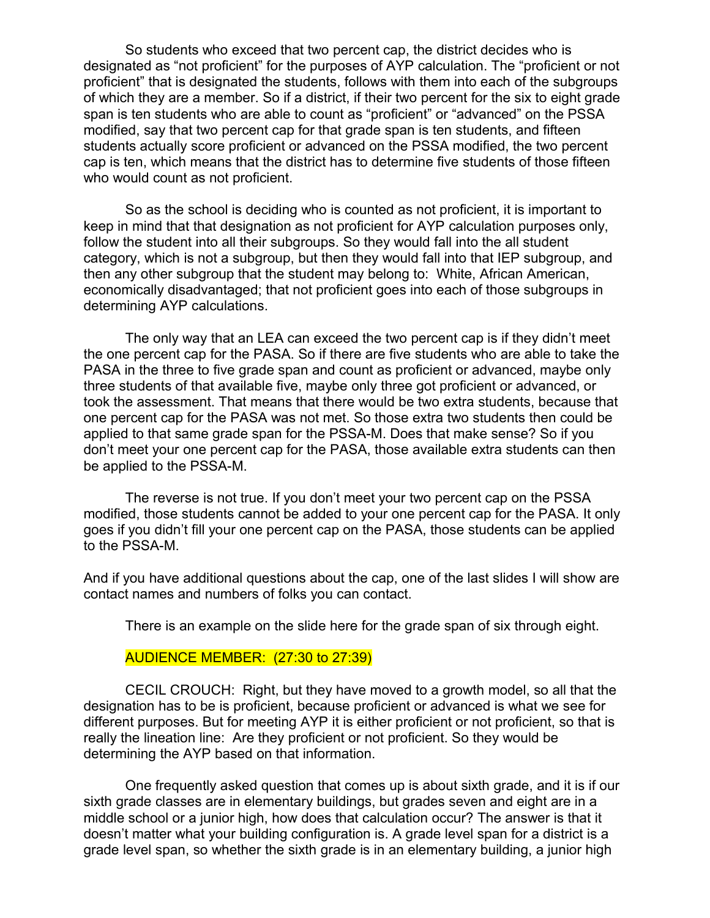So students who exceed that two percent cap, the district decides who is designated as "not proficient" for the purposes of AYP calculation. The "proficient or not proficient" that is designated the students, follows with them into each of the subgroups of which they are a member. So if a district, if their two percent for the six to eight grade span is ten students who are able to count as "proficient" or "advanced" on the PSSA modified, say that two percent cap for that grade span is ten students, and fifteen students actually score proficient or advanced on the PSSA modified, the two percent cap is ten, which means that the district has to determine five students of those fifteen who would count as not proficient.

So as the school is deciding who is counted as not proficient, it is important to keep in mind that that designation as not proficient for AYP calculation purposes only, follow the student into all their subgroups. So they would fall into the all student category, which is not a subgroup, but then they would fall into that IEP subgroup, and then any other subgroup that the student may belong to: White, African American, economically disadvantaged; that not proficient goes into each of those subgroups in determining AYP calculations.

The only way that an LEA can exceed the two percent cap is if they didn't meet the one percent cap for the PASA. So if there are five students who are able to take the PASA in the three to five grade span and count as proficient or advanced, maybe only three students of that available five, maybe only three got proficient or advanced, or took the assessment. That means that there would be two extra students, because that one percent cap for the PASA was not met. So those extra two students then could be applied to that same grade span for the PSSA-M. Does that make sense? So if you don't meet your one percent cap for the PASA, those available extra students can then be applied to the PSSA-M.

The reverse is not true. If you don't meet your two percent cap on the PSSA modified, those students cannot be added to your one percent cap for the PASA. It only goes if you didn't fill your one percent cap on the PASA, those students can be applied to the PSSA-M.

And if you have additional questions about the cap, one of the last slides I will show are contact names and numbers of folks you can contact.

There is an example on the slide here for the grade span of six through eight.

AUDIENCE MEMBER: (27:30 to 27:39)

CECIL CROUCH: Right, but they have moved to a growth model, so all that the designation has to be is proficient, because proficient or advanced is what we see for different purposes. But for meeting AYP it is either proficient or not proficient, so that is really the lineation line: Are they proficient or not proficient. So they would be determining the AYP based on that information.

One frequently asked question that comes up is about sixth grade, and it is if our sixth grade classes are in elementary buildings, but grades seven and eight are in a middle school or a junior high, how does that calculation occur? The answer is that it doesn't matter what your building configuration is. A grade level span for a district is a grade level span, so whether the sixth grade is in an elementary building, a junior high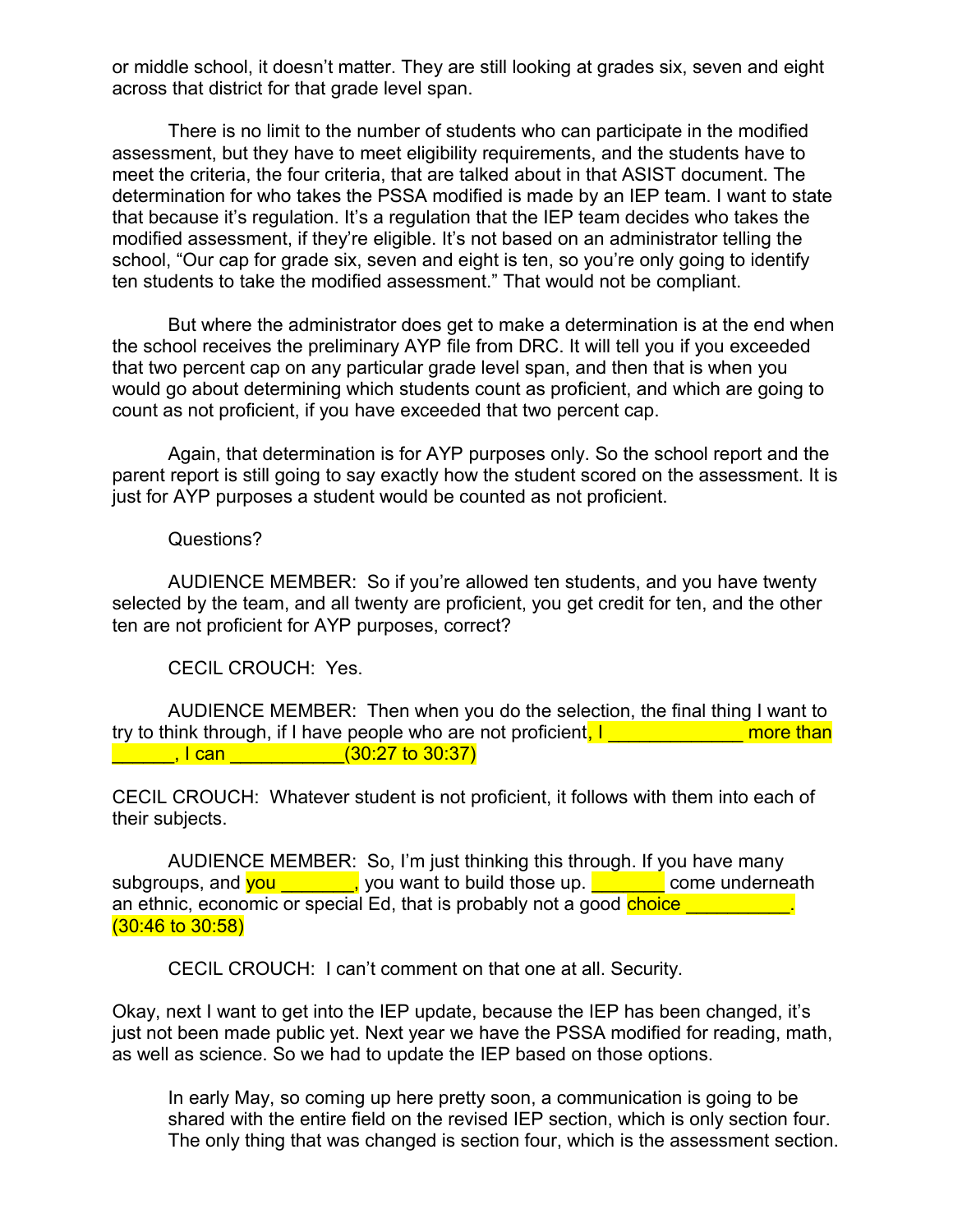or middle school, it doesn't matter. They are still looking at grades six, seven and eight across that district for that grade level span.

There is no limit to the number of students who can participate in the modified assessment, but they have to meet eligibility requirements, and the students have to meet the criteria, the four criteria, that are talked about in that ASIST document. The determination for who takes the PSSA modified is made by an IEP team. I want to state that because it's regulation. It's a regulation that the IEP team decides who takes the modified assessment, if they're eligible. It's not based on an administrator telling the school, "Our cap for grade six, seven and eight is ten, so you're only going to identify ten students to take the modified assessment." That would not be compliant.

But where the administrator does get to make a determination is at the end when the school receives the preliminary AYP file from DRC. It will tell you if you exceeded that two percent cap on any particular grade level span, and then that is when you would go about determining which students count as proficient, and which are going to count as not proficient, if you have exceeded that two percent cap.

Again, that determination is for AYP purposes only. So the school report and the parent report is still going to say exactly how the student scored on the assessment. It is just for AYP purposes a student would be counted as not proficient.

Questions?

AUDIENCE MEMBER: So if you're allowed ten students, and you have twenty selected by the team, and all twenty are proficient, you get credit for ten, and the other ten are not proficient for AYP purposes, correct?

CECIL CROUCH: Yes.

AUDIENCE MEMBER: Then when you do the selection, the final thing I want to try to think through, if I have people who are not proficient, I _____________ more than ______, I can ___________(30:27 to 30:37)

CECIL CROUCH: Whatever student is not proficient, it follows with them into each of their subjects.

AUDIENCE MEMBER: So, I'm just thinking this through. If you have many subgroups, and you _______, you want to build those up. _______ come underneath an ethnic, economic or special Ed, that is probably not a good choice __________. (30:46 to 30:58)

CECIL CROUCH: I can't comment on that one at all. Security.

Okay, next I want to get into the IEP update, because the IEP has been changed, it's just not been made public yet. Next year we have the PSSA modified for reading, math, as well as science. So we had to update the IEP based on those options.

In early May, so coming up here pretty soon, a communication is going to be shared with the entire field on the revised IEP section, which is only section four. The only thing that was changed is section four, which is the assessment section.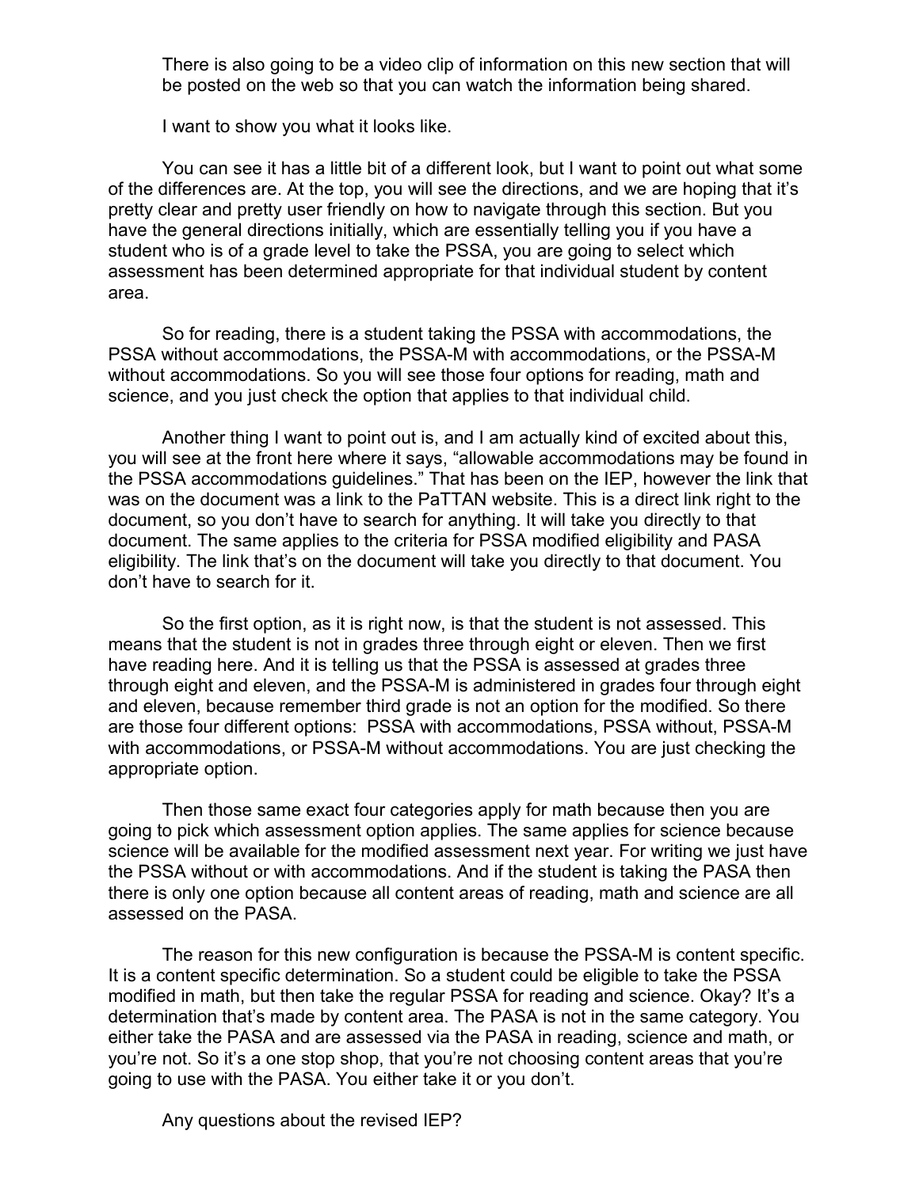There is also going to be a video clip of information on this new section that will be posted on the web so that you can watch the information being shared.

I want to show you what it looks like.

You can see it has a little bit of a different look, but I want to point out what some of the differences are. At the top, you will see the directions, and we are hoping that it's pretty clear and pretty user friendly on how to navigate through this section. But you have the general directions initially, which are essentially telling you if you have a student who is of a grade level to take the PSSA, you are going to select which assessment has been determined appropriate for that individual student by content area.

So for reading, there is a student taking the PSSA with accommodations, the PSSA without accommodations, the PSSA-M with accommodations, or the PSSA-M without accommodations. So you will see those four options for reading, math and science, and you just check the option that applies to that individual child.

Another thing I want to point out is, and I am actually kind of excited about this, you will see at the front here where it says, "allowable accommodations may be found in the PSSA accommodations guidelines." That has been on the IEP, however the link that was on the document was a link to the PaTTAN website. This is a direct link right to the document, so you don't have to search for anything. It will take you directly to that document. The same applies to the criteria for PSSA modified eligibility and PASA eligibility. The link that's on the document will take you directly to that document. You don't have to search for it.

So the first option, as it is right now, is that the student is not assessed. This means that the student is not in grades three through eight or eleven. Then we first have reading here. And it is telling us that the PSSA is assessed at grades three through eight and eleven, and the PSSA-M is administered in grades four through eight and eleven, because remember third grade is not an option for the modified. So there are those four different options: PSSA with accommodations, PSSA without, PSSA-M with accommodations, or PSSA-M without accommodations. You are just checking the appropriate option.

Then those same exact four categories apply for math because then you are going to pick which assessment option applies. The same applies for science because science will be available for the modified assessment next year. For writing we just have the PSSA without or with accommodations. And if the student is taking the PASA then there is only one option because all content areas of reading, math and science are all assessed on the PASA.

The reason for this new configuration is because the PSSA-M is content specific. It is a content specific determination. So a student could be eligible to take the PSSA modified in math, but then take the regular PSSA for reading and science. Okay? It's a determination that's made by content area. The PASA is not in the same category. You either take the PASA and are assessed via the PASA in reading, science and math, or you're not. So it's a one stop shop, that you're not choosing content areas that you're going to use with the PASA. You either take it or you don't.

Any questions about the revised IEP?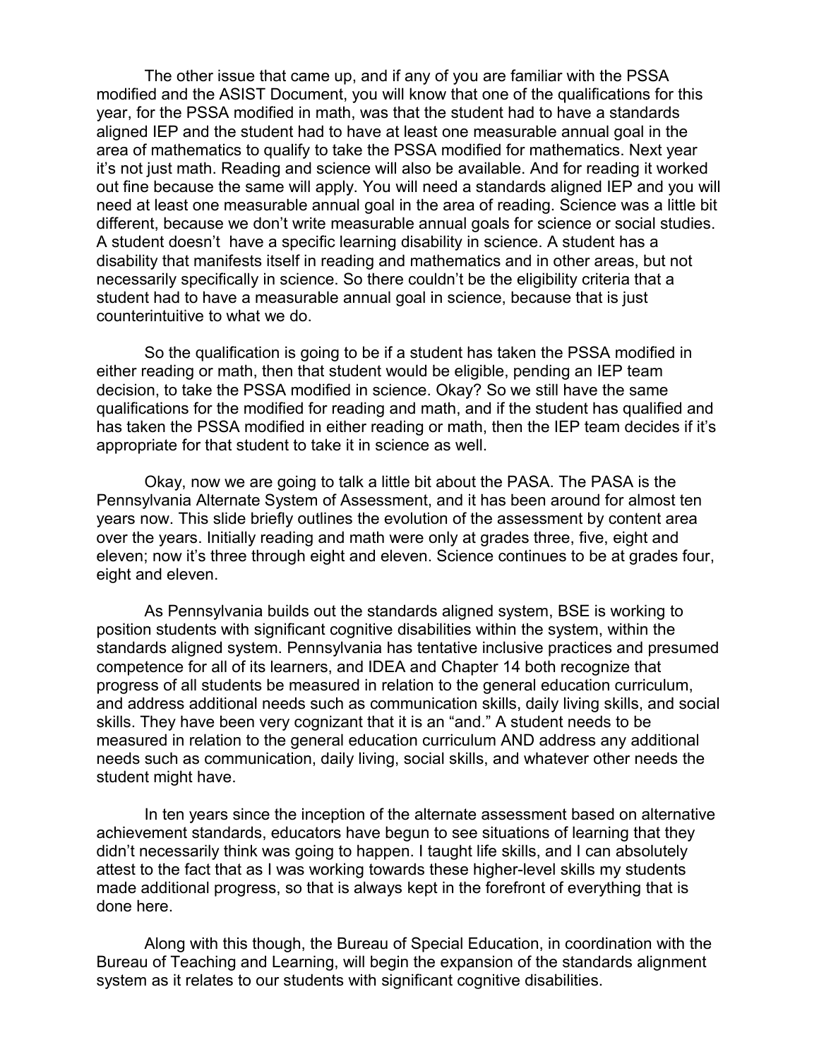The other issue that came up, and if any of you are familiar with the PSSA modified and the ASIST Document, you will know that one of the qualifications for this year, for the PSSA modified in math, was that the student had to have a standards aligned IEP and the student had to have at least one measurable annual goal in the area of mathematics to qualify to take the PSSA modified for mathematics. Next year it's not just math. Reading and science will also be available. And for reading it worked out fine because the same will apply. You will need a standards aligned IEP and you will need at least one measurable annual goal in the area of reading. Science was a little bit different, because we don't write measurable annual goals for science or social studies. A student doesn't have a specific learning disability in science. A student has a disability that manifests itself in reading and mathematics and in other areas, but not necessarily specifically in science. So there couldn't be the eligibility criteria that a student had to have a measurable annual goal in science, because that is just counterintuitive to what we do.

So the qualification is going to be if a student has taken the PSSA modified in either reading or math, then that student would be eligible, pending an IEP team decision, to take the PSSA modified in science. Okay? So we still have the same qualifications for the modified for reading and math, and if the student has qualified and has taken the PSSA modified in either reading or math, then the IEP team decides if it's appropriate for that student to take it in science as well.

Okay, now we are going to talk a little bit about the PASA. The PASA is the Pennsylvania Alternate System of Assessment, and it has been around for almost ten years now. This slide briefly outlines the evolution of the assessment by content area over the years. Initially reading and math were only at grades three, five, eight and eleven; now it's three through eight and eleven. Science continues to be at grades four, eight and eleven.

As Pennsylvania builds out the standards aligned system, BSE is working to position students with significant cognitive disabilities within the system, within the standards aligned system. Pennsylvania has tentative inclusive practices and presumed competence for all of its learners, and IDEA and Chapter 14 both recognize that progress of all students be measured in relation to the general education curriculum, and address additional needs such as communication skills, daily living skills, and social skills. They have been very cognizant that it is an "and." A student needs to be measured in relation to the general education curriculum AND address any additional needs such as communication, daily living, social skills, and whatever other needs the student might have.

In ten years since the inception of the alternate assessment based on alternative achievement standards, educators have begun to see situations of learning that they didn't necessarily think was going to happen. I taught life skills, and I can absolutely attest to the fact that as I was working towards these higher-level skills my students made additional progress, so that is always kept in the forefront of everything that is done here.

Along with this though, the Bureau of Special Education, in coordination with the Bureau of Teaching and Learning, will begin the expansion of the standards alignment system as it relates to our students with significant cognitive disabilities.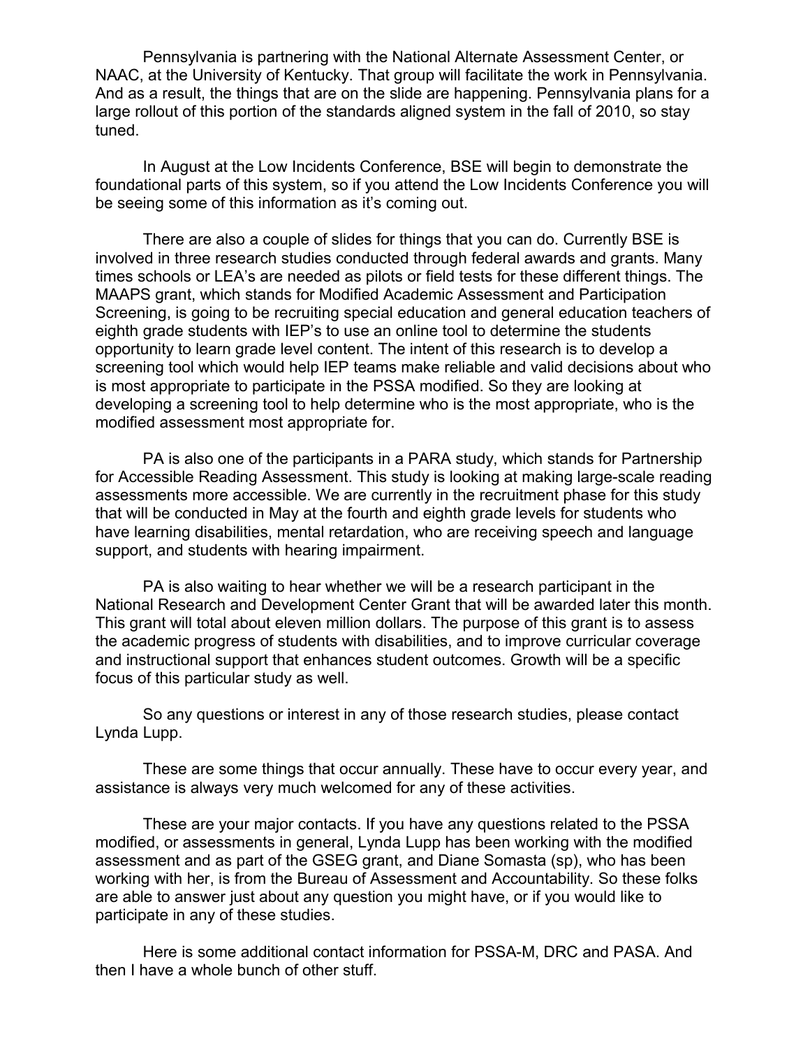Pennsylvania is partnering with the National Alternate Assessment Center, or NAAC, at the University of Kentucky. That group will facilitate the work in Pennsylvania. And as a result, the things that are on the slide are happening. Pennsylvania plans for a large rollout of this portion of the standards aligned system in the fall of 2010, so stay tuned.

In August at the Low Incidents Conference, BSE will begin to demonstrate the foundational parts of this system, so if you attend the Low Incidents Conference you will be seeing some of this information as it's coming out.

There are also a couple of slides for things that you can do. Currently BSE is involved in three research studies conducted through federal awards and grants. Many times schools or LEA's are needed as pilots or field tests for these different things. The MAAPS grant, which stands for Modified Academic Assessment and Participation Screening, is going to be recruiting special education and general education teachers of eighth grade students with IEP's to use an online tool to determine the students opportunity to learn grade level content. The intent of this research is to develop a screening tool which would help IEP teams make reliable and valid decisions about who is most appropriate to participate in the PSSA modified. So they are looking at developing a screening tool to help determine who is the most appropriate, who is the modified assessment most appropriate for.

PA is also one of the participants in a PARA study, which stands for Partnership for Accessible Reading Assessment. This study is looking at making large-scale reading assessments more accessible. We are currently in the recruitment phase for this study that will be conducted in May at the fourth and eighth grade levels for students who have learning disabilities, mental retardation, who are receiving speech and language support, and students with hearing impairment.

PA is also waiting to hear whether we will be a research participant in the National Research and Development Center Grant that will be awarded later this month. This grant will total about eleven million dollars. The purpose of this grant is to assess the academic progress of students with disabilities, and to improve curricular coverage and instructional support that enhances student outcomes. Growth will be a specific focus of this particular study as well.

So any questions or interest in any of those research studies, please contact Lynda Lupp.

These are some things that occur annually. These have to occur every year, and assistance is always very much welcomed for any of these activities.

These are your major contacts. If you have any questions related to the PSSA modified, or assessments in general, Lynda Lupp has been working with the modified assessment and as part of the GSEG grant, and Diane Somasta (sp), who has been working with her, is from the Bureau of Assessment and Accountability. So these folks are able to answer just about any question you might have, or if you would like to participate in any of these studies.

Here is some additional contact information for PSSA-M, DRC and PASA. And then I have a whole bunch of other stuff.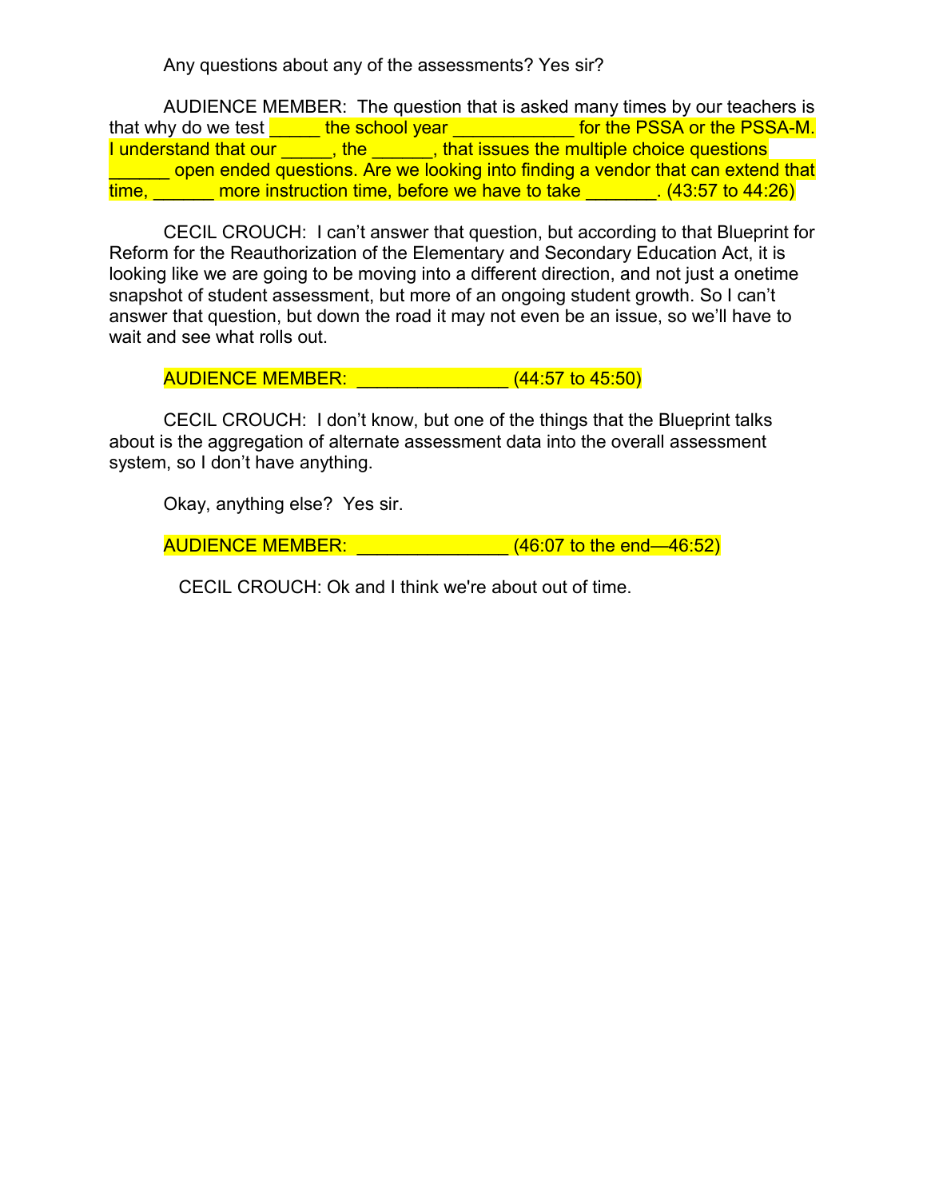Any questions about any of the assessments? Yes sir?

AUDIENCE MEMBER: The question that is asked many times by our teachers is that why do we test _____ the school year ____________ for the PSSA or the PSSA-M. I understand that our _____, the ______, that issues the multiple choice questions ______ open ended questions. Are we looking into finding a vendor that can extend that time, ______ more instruction time, before we have to take _______. (43:57 to 44:26)

CECIL CROUCH: I can't answer that question, but according to that Blueprint for Reform for the Reauthorization of the Elementary and Secondary Education Act, it is looking like we are going to be moving into a different direction, and not just a onetime snapshot of student assessment, but more of an ongoing student growth. So I can't answer that question, but down the road it may not even be an issue, so we'll have to wait and see what rolls out.

AUDIENCE MEMBER: _______________ (44:57 to 45:50)

CECIL CROUCH: I don't know, but one of the things that the Blueprint talks about is the aggregation of alternate assessment data into the overall assessment system, so I don't have anything.

Okay, anything else? Yes sir.

AUDIENCE MEMBER: _______________ (46:07 to the end—46:52)

CECIL CROUCH: Ok and I think we're about out of time.